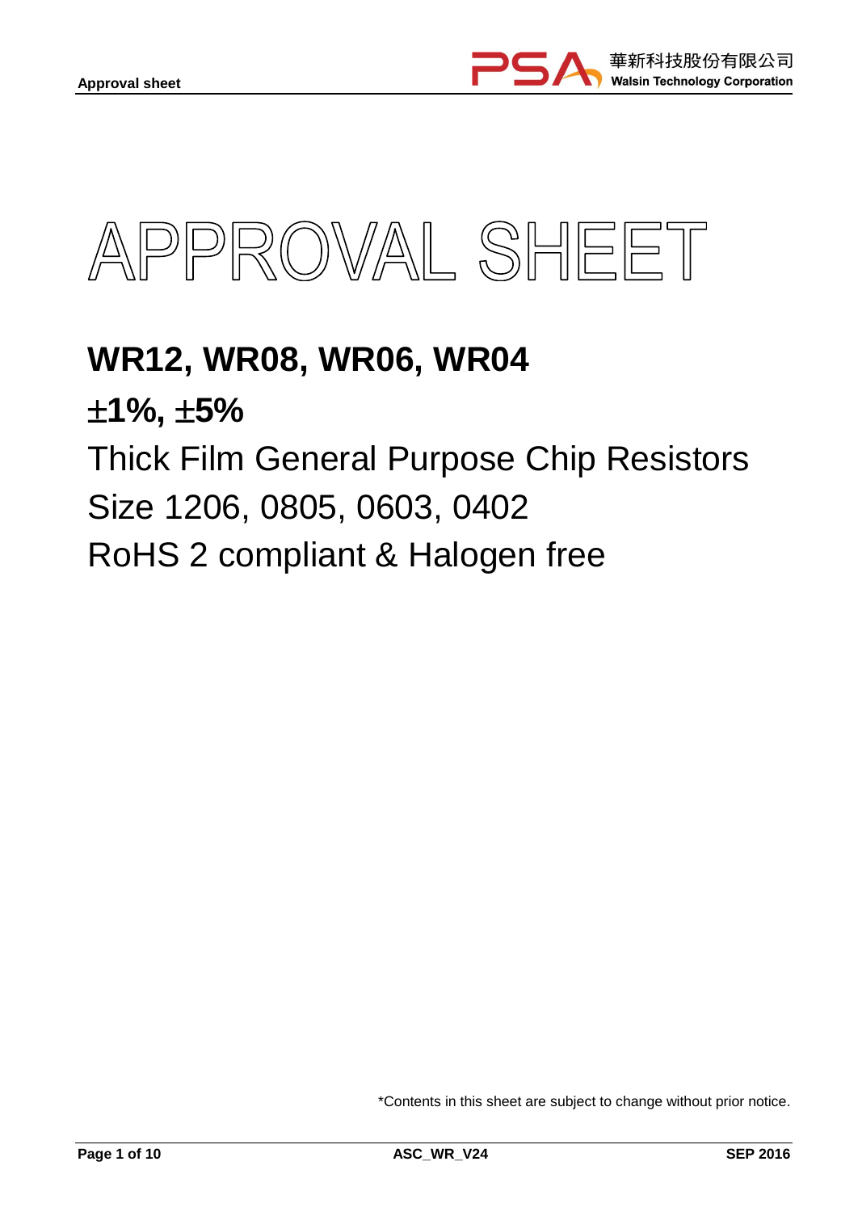# APPROVAL SHEET

## WR12, WR08, WR06, WR04

**±1%, ±5%**

Thick Film General Purpose Chip Resistors

Size 1206, 0805, 0603, 0402

RoHS 2 compliant & Halogen free

*Contents in this sheet are subject to change without prior notice.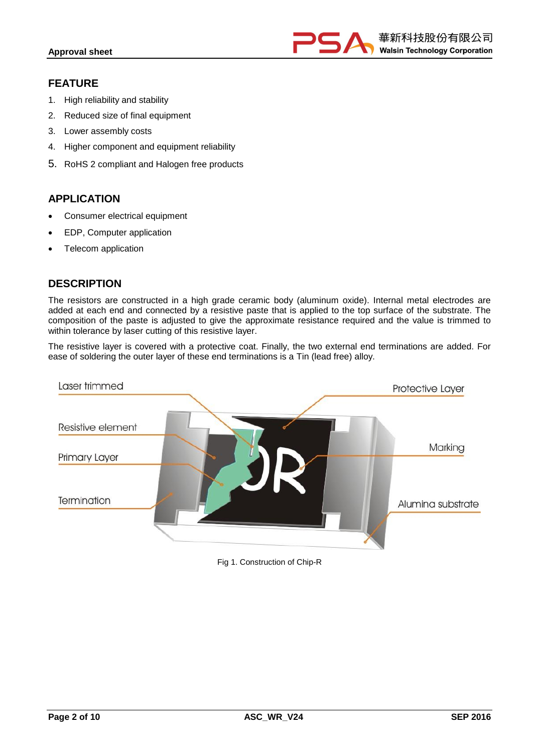## FEATURE

1. High reliability and stability
2. Reduced size of final equipment
3. Lower assembly costs
4. Higher component and equipment reliability
5. RoHS 2 compliant and Halogen free products

## APPLICATION

- Consumer electrical equipment
- EDP, Computer application
- Telecom application

## DESCRIPTION

The resistors are constructed in a high grade ceramic body (aluminum oxide). Internal metal electrodes are added at each end and connected by a resistive paste that is applied to the top surface of the substrate. The composition of the paste is adjusted to give the approximate resistance required and the value is trimmed to within tolerance by laser cutting of this resistive layer.

The resistive layer is covered with a protective coat. Finally, the two external end terminations are added. For ease of soldering the outer layer of these end terminations is a Tin (lead free) alloy.

Laser trimmed

Protective Layer

Resistive element

Marking

Primary Layer

Termination

Alumina substrate

Fig 1. Construction of Chip-R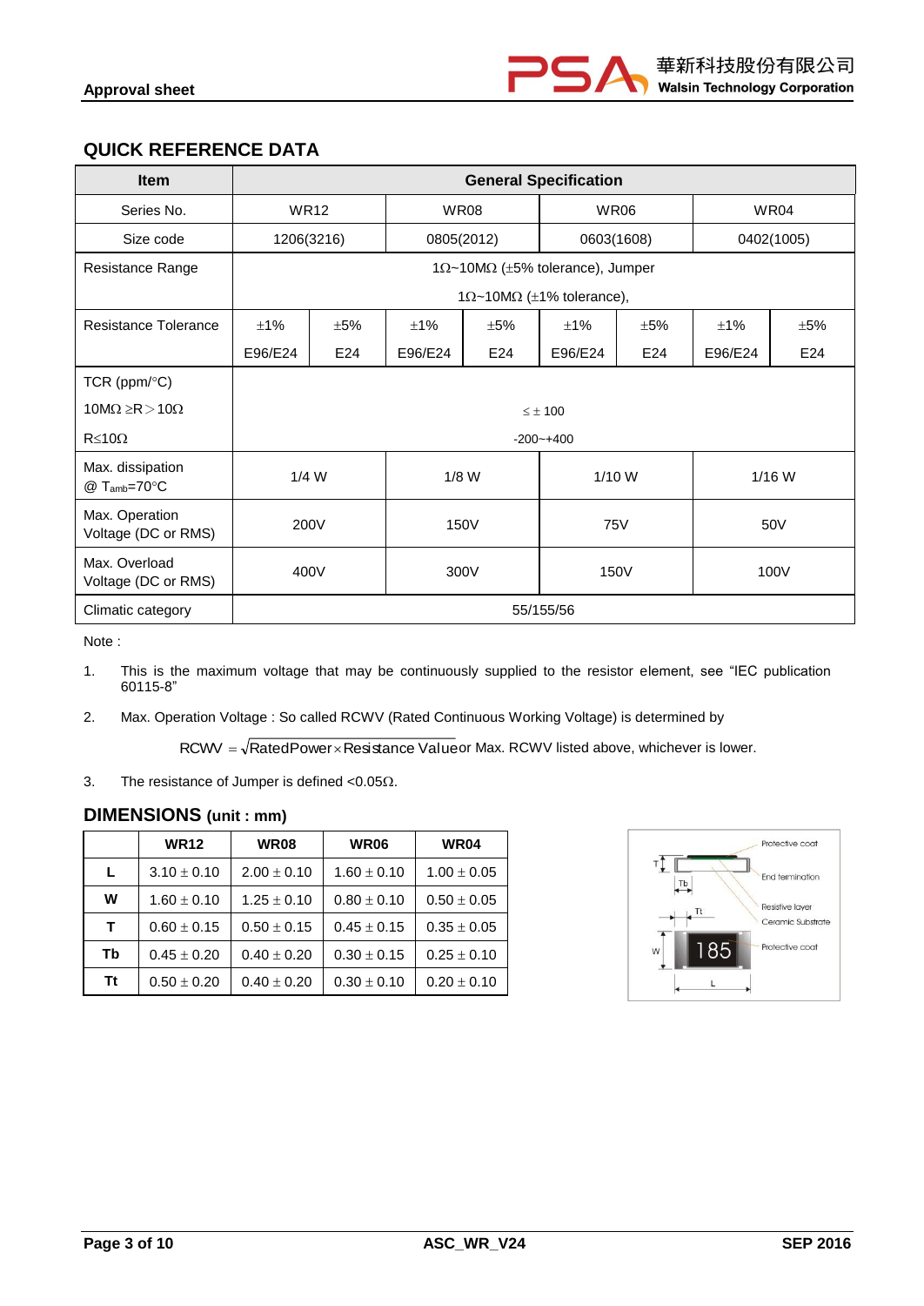## QUICK REFERENCE DATA

| Item | General Specification | | | | | | | |
|---|---|---|---|---|---|---|---|---|
| Series No. | WR12 | | WR08 | | WR06 | | WR04 | |
| Size code | 1206(3216) | | 0805(2012) | | 0603(1608) | | 0402(1005) | |
| Resistance Range | 1Ω~10MΩ (±5% tolerance), Jumper<br>1Ω~10MΩ (±1% tolerance), | | | | | | | |
| Resistance Tolerance | ±1%<br>E96/E24 | ±5%<br>E24 | ±1%<br>E96/E24 | ±5%<br>E24 | ±1%<br>E96/E24 | ±5%<br>E24 | ±1%<br>E96/E24 | ±5%<br>E24 |
| TCR (ppm/°C)<br>10MΩ ≥R > 10Ω<br>R≤10Ω | <br>≤ ± 100<br>-200~+400 | | | | | | | |
| Max. dissipation @ $T_{amb}$=70°C | 1/4 W | | 1/8 W | | 1/10 W | | 1/16 W | |
| Max. Operation Voltage (DC or RMS) | 200V | | 150V | | 75V | | 50V | |
| Max. Overload Voltage (DC or RMS) | 400V | | 300V | | 150V | | 100V | |
| Climatic category | 55/155/56 | | | | | | | |

Note :

1. This is the maximum voltage that may be continuously supplied to the resistor element, see "IEC publication 60115-8"
2. Max. Operation Voltage : So called RCWV (Rated Continuous Working Voltage) is determined by

   $RCWV = \sqrt{RatedPower \times Resistance\ Value}$ or Max. RCWV listed above, whichever is lower.
3. The resistance of Jumper is defined <0.05Ω.

## DIMENSIONS (unit : mm)

| | WR12 | WR08 | WR06 | WR04 |
|---|---|---|---|---|
| L | 3.10 ± 0.10 | 2.00 ± 0.10 | 1.60 ± 0.10 | 1.00 ± 0.05 |
| W | 1.60 ± 0.10 | 1.25 ± 0.10 | 0.80 ± 0.10 | 0.50 ± 0.05 |
| T | 0.60 ± 0.15 | 0.50 ± 0.15 | 0.45 ± 0.15 | 0.35 ± 0.05 |
| Tb | 0.45 ± 0.20 | 0.40 ± 0.20 | 0.30 ± 0.15 | 0.25 ± 0.10 |
| Tt | 0.50 ± 0.20 | 0.40 ± 0.20 | 0.30 ± 0.10 | 0.20 ± 0.10 |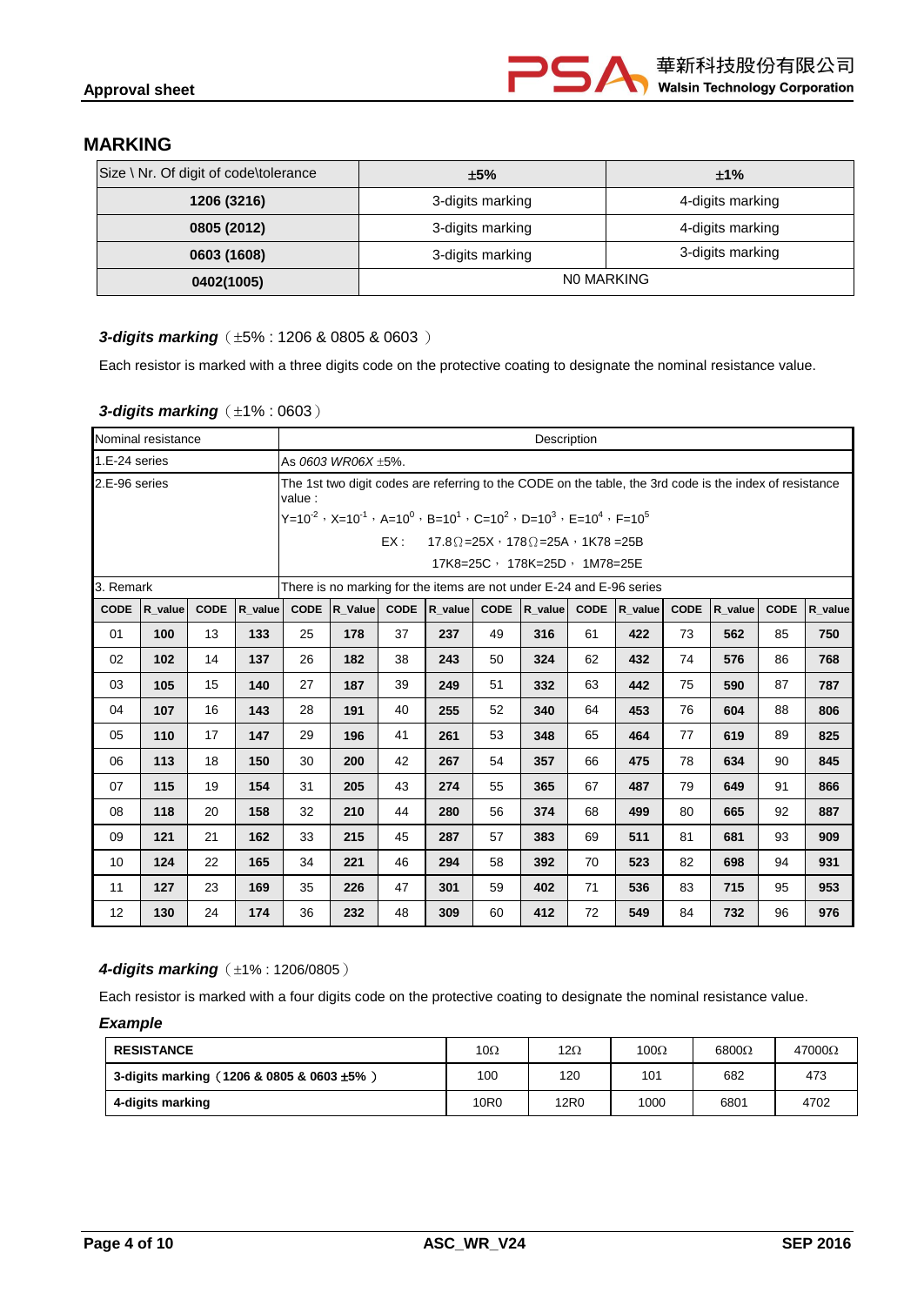## MARKING

| Size \ Nr. Of digit of code\tolerance | ±5% | ±1% |
|---|---|---|
| **1206 (3216)** | 3-digits marking | 4-digits marking |
| **0805 (2012)** | 3-digits marking | 4-digits marking |
| **0603 (1608)** | 3-digits marking | 3-digits marking |
| **0402(1005)** | N0 MARKING | |

***3-digits marking***（±5% : 1206 & 0805 & 0603 ）

Each resistor is marked with a three digits code on the protective coating to designate the nominal resistance value.

***3-digits marking***（±1% : 0603）

| Nominal resistance | | | | Description | | | | | | | | | | | |
|---|---|---|---|---|---|---|---|---|---|---|---|---|---|---|---|
| 1.E-24 series | | | | As *0603 WR06X* ±5%. | | | | | | | | | | | |
| 2.E-96 series | | | | The 1st two digit codes are referring to the CODE on the table, the 3rd code is the index of resistance value : $Y=10^{-2}$，$X=10^{-1}$，$A=10^{0}$，$B=10^{1}$，$C=10^{2}$，$D=10^{3}$，$E=10^{4}$，$F=10^{5}$ EX : 17.8Ω=25X，178Ω=25A，1K78 =25B 17K8=25C， 178K=25D， 1M78=25E | | | | | | | | | | | |
| 3. Remark | | | | There is no marking for the items are not under E-24 and E-96 series | | | | | | | | | | | |
| **CODE** | **R_value** | **CODE** | **R_value** | **CODE** | **R_Value** | **CODE** | **R_value** | **CODE** | **R_value** | **CODE** | **R_value** | **CODE** | **R_value** | **CODE** | **R_value** |
| 01 | **100** | 13 | **133** | 25 | **178** | 37 | **237** | 49 | **316** | 61 | **422** | 73 | **562** | 85 | **750** |
| 02 | **102** | 14 | **137** | 26 | **182** | 38 | **243** | 50 | **324** | 62 | **432** | 74 | **576** | 86 | **768** |
| 03 | **105** | 15 | **140** | 27 | **187** | 39 | **249** | 51 | **332** | 63 | **442** | 75 | **590** | 87 | **787** |
| 04 | **107** | 16 | **143** | 28 | **191** | 40 | **255** | 52 | **340** | 64 | **453** | 76 | **604** | 88 | **806** |
| 05 | **110** | 17 | **147** | 29 | **196** | 41 | **261** | 53 | **348** | 65 | **464** | 77 | **619** | 89 | **825** |
| 06 | **113** | 18 | **150** | 30 | **200** | 42 | **267** | 54 | **357** | 66 | **475** | 78 | **634** | 90 | **845** |
| 07 | **115** | 19 | **154** | 31 | **205** | 43 | **274** | 55 | **365** | 67 | **487** | 79 | **649** | 91 | **866** |
| 08 | **118** | 20 | **158** | 32 | **210** | 44 | **280** | 56 | **374** | 68 | **499** | 80 | **665** | 92 | **887** |
| 09 | **121** | 21 | **162** | 33 | **215** | 45 | **287** | 57 | **383** | 69 | **511** | 81 | **681** | 93 | **909** |
| 10 | **124** | 22 | **165** | 34 | **221** | 46 | **294** | 58 | **392** | 70 | **523** | 82 | **698** | 94 | **931** |
| 11 | **127** | 23 | **169** | 35 | **226** | 47 | **301** | 59 | **402** | 71 | **536** | 83 | **715** | 95 | **953** |
| 12 | **130** | 24 | **174** | 36 | **232** | 48 | **309** | 60 | **412** | 72 | **549** | 84 | **732** | 96 | **976** |

***4-digits marking***（±1% : 1206/0805）

Each resistor is marked with a four digits code on the protective coating to designate the nominal resistance value.

***Example***

| **RESISTANCE** | 10Ω | 12Ω | 100Ω | 6800Ω | 47000Ω |
|---|---|---|---|---|---|
| **3-digits marking（1206 & 0805 & 0603 ±5% ）** | 100 | 120 | 101 | 682 | 473 |
| **4-digits marking** | 10R0 | 12R0 | 1000 | 6801 | 4702 |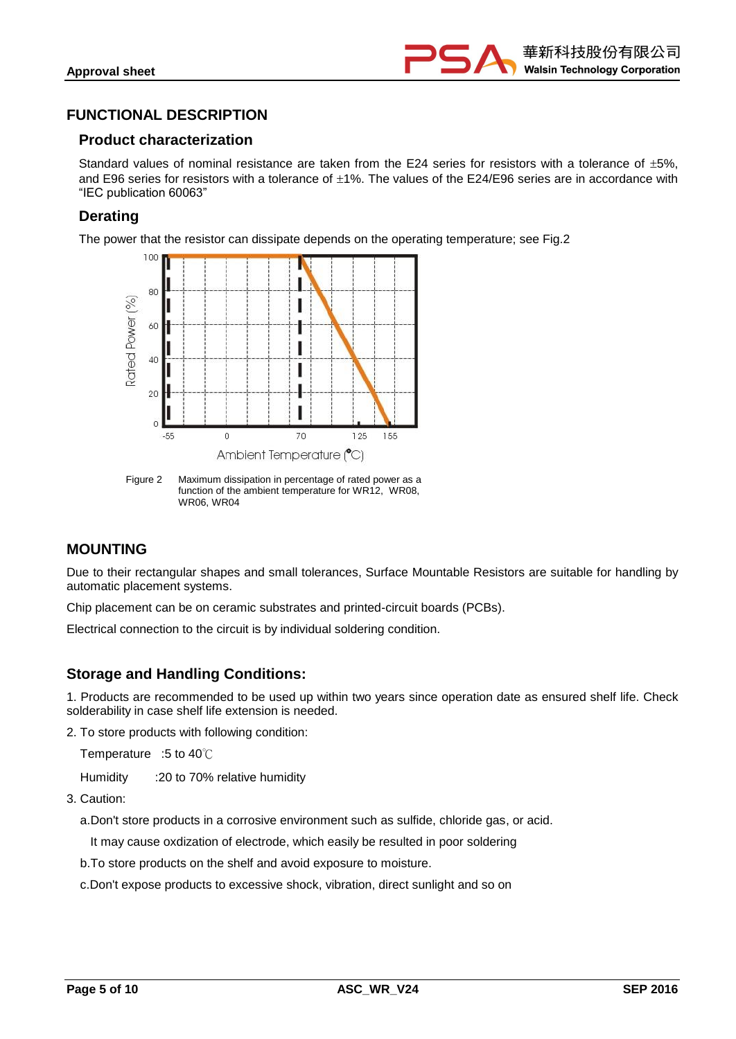## FUNCTIONAL DESCRIPTION

### Product characterization

Standard values of nominal resistance are taken from the E24 series for resistors with a tolerance of ±5%, and E96 series for resistors with a tolerance of ±1%. The values of the E24/E96 series are in accordance with "IEC publication 60063"

### Derating

The power that the resistor can dissipate depends on the operating temperature; see Fig.2

Figure 2 Maximum dissipation in percentage of rated power as a function of the ambient temperature for WR12, WR08, WR06, WR04

## MOUNTING

Due to their rectangular shapes and small tolerances, Surface Mountable Resistors are suitable for handling by automatic placement systems.

Chip placement can be on ceramic substrates and printed-circuit boards (PCBs).

Electrical connection to the circuit is by individual soldering condition.

## Storage and Handling Conditions:

1. Products are recommended to be used up within two years since operation date as ensured shelf life. Check solderability in case shelf life extension is needed.
2. To store products with following condition:

   Temperature :5 to 40℃

   Humidity :20 to 70% relative humidity

3. Caution:

   a.Don't store products in a corrosive environment such as sulfide, chloride gas, or acid.

   It may cause oxdization of electrode, which easily be resulted in poor soldering

   b.To store products on the shelf and avoid exposure to moisture.

   c.Don't expose products to excessive shock, vibration, direct sunlight and so on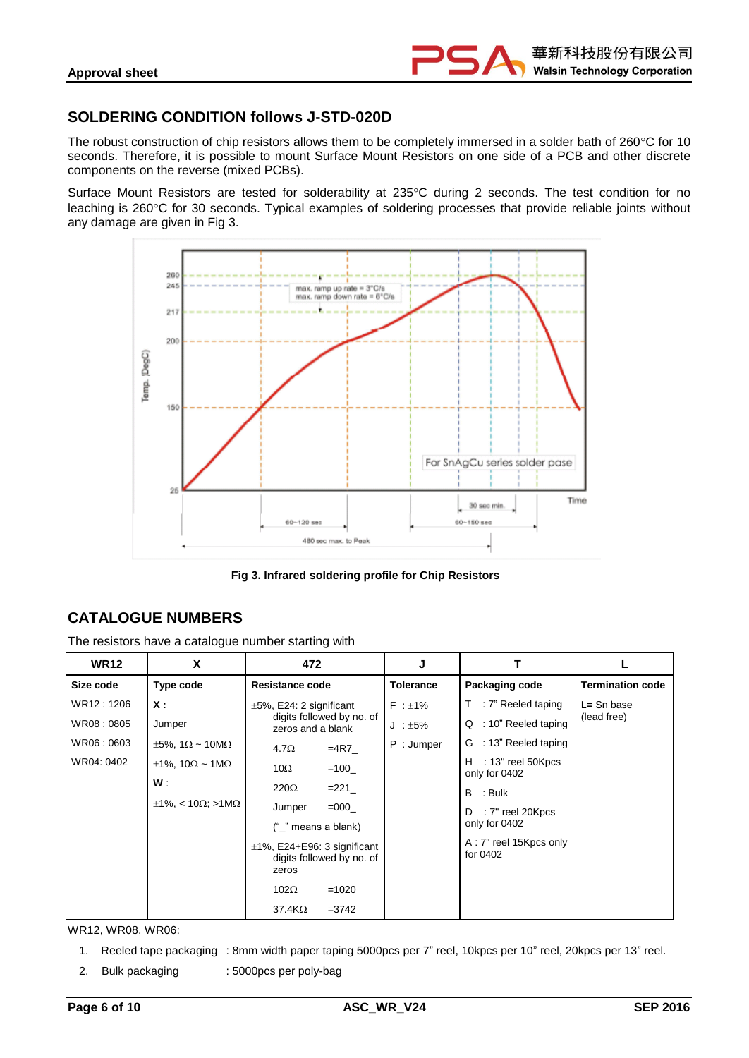## SOLDERING CONDITION follows J-STD-020D

The robust construction of chip resistors allows them to be completely immersed in a solder bath of 260°C for 10 seconds. Therefore, it is possible to mount Surface Mount Resistors on one side of a PCB and other discrete components on the reverse (mixed PCBs).

Surface Mount Resistors are tested for solderability at 235°C during 2 seconds. The test condition for no leaching is 260°C for 30 seconds. Typical examples of soldering processes that provide reliable joints without any damage are given in Fig 3.

Fig 3. Infrared soldering profile for Chip Resistors

## CATALOGUE NUMBERS

The resistors have a catalogue number starting with

| WR12 | X | 472_ | J | T | L |
|---|---|---|---|---|---|
| **Size code** | **Type code** | **Resistance code** | **Tolerance** | **Packaging code** | **Termination code** |
| WR12 : 1206<br>WR08 : 0805<br>WR06 : 0603<br>WR04: 0402 | **X :**<br>Jumper<br>±5%, 1Ω ~ 10MΩ<br>±1%, 10Ω ~ 1MΩ<br>**W** :<br>±1%, < 10Ω; >1MΩ | ±5%, E24: 2 significant digits followed by no. of zeros and a blank<br>4.7Ω =4R7_<br>10Ω =100_<br>220Ω =221_<br>Jumper =000_<br>("_" means a blank)<br>±1%, E24+E96: 3 significant digits followed by no. of zeros<br>102Ω =1020<br>37.4KΩ =3742 | F : ±1%<br>J : ±5%<br>P : Jumper | T : 7" Reeled taping<br>Q : 10" Reeled taping<br>G : 13" Reeled taping<br>H : 13" reel 50Kpcs only for 0402<br>B : Bulk<br>D : 7" reel 20Kpcs only for 0402<br>A : 7" reel 15Kpcs only for 0402 | L= Sn base (lead free) |

WR12, WR08, WR06:

1. Reeled tape packaging : 8mm width paper taping 5000pcs per 7" reel, 10kpcs per 10" reel, 20kpcs per 13" reel.
2. Bulk packaging : 5000pcs per poly-bag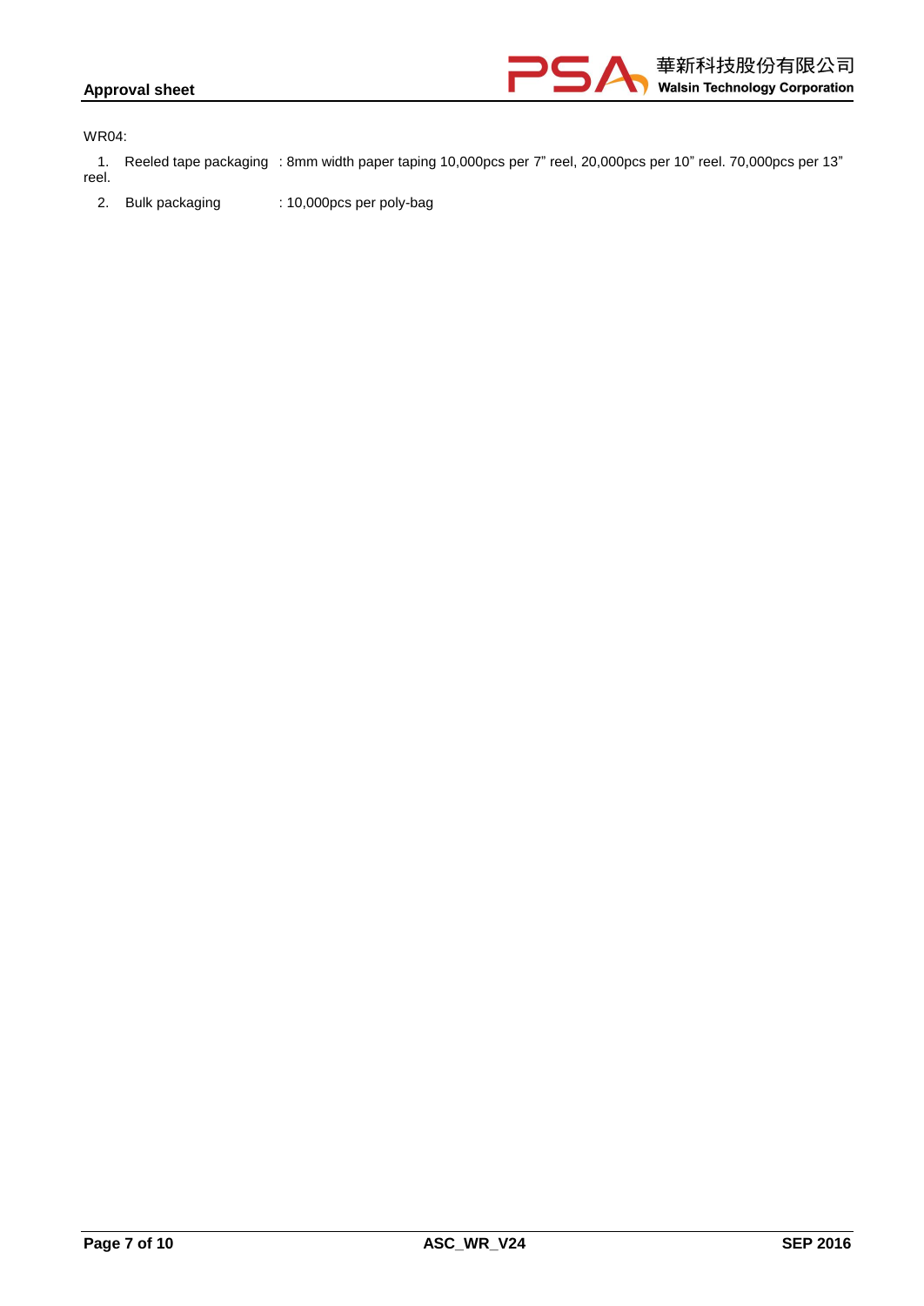WR04:

1. Reeled tape packaging : 8mm width paper taping 10,000pcs per 7” reel, 20,000pcs per 10” reel. 70,000pcs per 13” reel.
2. Bulk packaging : 10,000pcs per poly-bag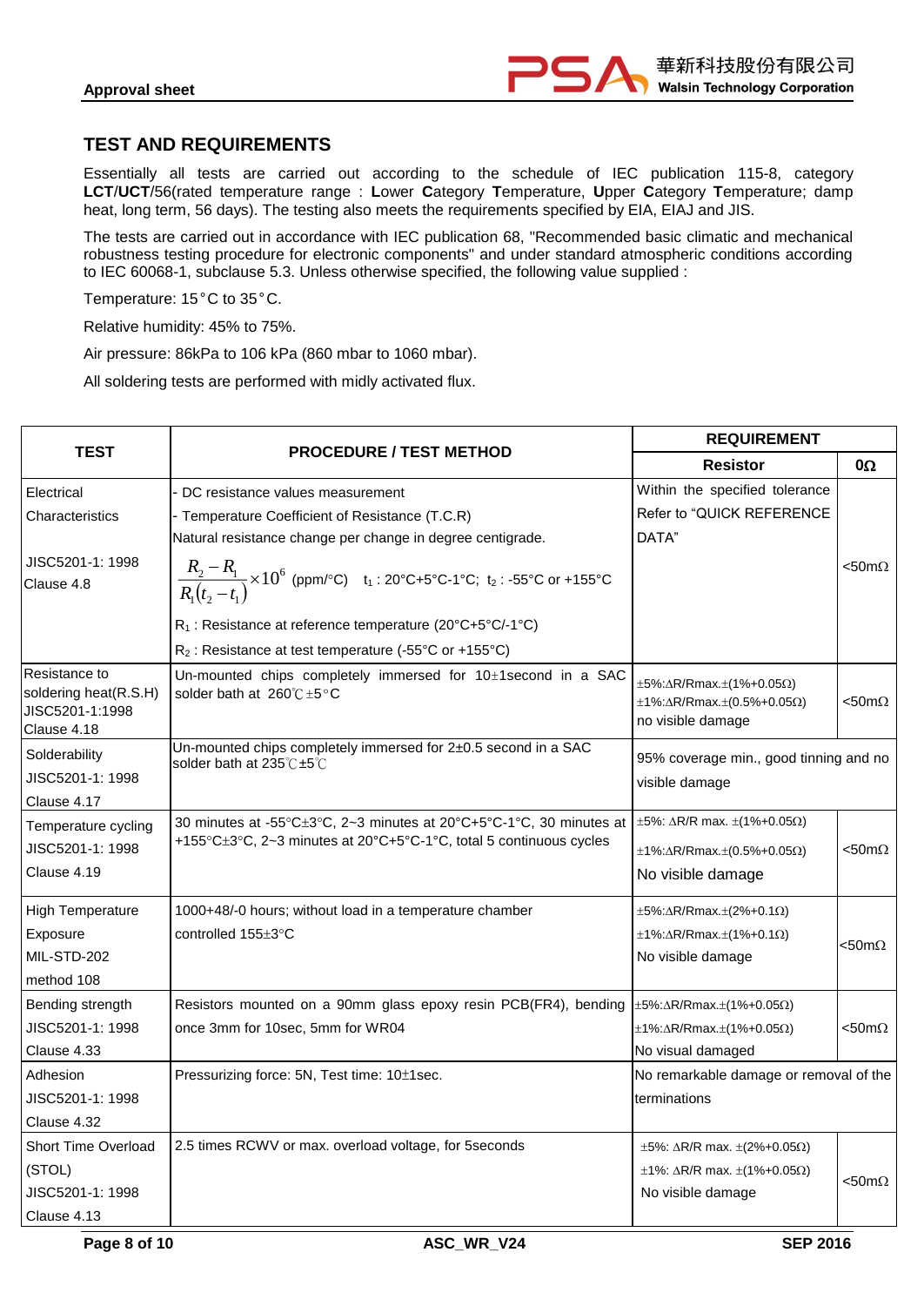## TEST AND REQUIREMENTS

Essentially all tests are carried out according to the schedule of IEC publication 115-8, category **LCT**/**UCT**/56(rated temperature range : **L**ower **C**ategory **T**emperature, **U**pper **C**ategory **T**emperature; damp heat, long term, 56 days). The testing also meets the requirements specified by EIA, EIAJ and JIS.

The tests are carried out in accordance with IEC publication 68, "Recommended basic climatic and mechanical robustness testing procedure for electronic components" and under standard atmospheric conditions according to IEC 60068-1, subclause 5.3. Unless otherwise specified, the following value supplied :

Temperature: 15°C to 35°C.

Relative humidity: 45% to 75%.

Air pressure: 86kPa to 106 kPa (860 mbar to 1060 mbar).

All soldering tests are performed with midly activated flux.

| TEST | PROCEDURE / TEST METHOD | REQUIREMENT | |
|---|---|---|---|
| | | Resistor | 0Ω |
| Electrical Characteristics<br>JISC5201-1: 1998<br>Clause 4.8 | - DC resistance values measurement<br>- Temperature Coefficient of Resistance (T.C.R)<br>Natural resistance change per change in degree centigrade.<br>$\frac{R_2 - R_1}{R_1(t_2 - t_1)} \times 10^6$ (ppm/°C) $t_1$ : 20°C+5°C-1°C; $t_2$ : -55°C or +155°C<br>$R_1$ : Resistance at reference temperature (20°C+5°C/-1°C)<br>$R_2$ : Resistance at test temperature (-55°C or +155°C) | Within the specified tolerance<br>Refer to "QUICK REFERENCE DATA" | <50mΩ |
| Resistance to soldering heat(R.S.H)<br>JISC5201-1:1998<br>Clause 4.18 | Un-mounted chips completely immersed for 10±1second in a SAC solder bath at 260℃±5°C | ±5%:ΔR/Rmax.±(1%+0.05Ω)<br>±1%:ΔR/Rmax.±(0.5%+0.05Ω)<br>no visible damage | <50mΩ |
| Solderability<br>JISC5201-1: 1998<br>Clause 4.17 | Un-mounted chips completely immersed for 2±0.5 second in a SAC solder bath at 235℃±5℃ | 95% coverage min., good tinning and no visible damage | |
| Temperature cycling<br>JISC5201-1: 1998<br>Clause 4.19 | 30 minutes at -55°C±3°C, 2~3 minutes at 20°C+5°C-1°C, 30 minutes at +155°C±3°C, 2~3 minutes at 20°C+5°C-1°C, total 5 continuous cycles | ±5%: ΔR/R max. ±(1%+0.05Ω)<br>±1%:ΔR/Rmax.±(0.5%+0.05Ω)<br>No visible damage | <50mΩ |
| High Temperature Exposure<br>MIL-STD-202<br>method 108 | 1000+48/-0 hours; without load in a temperature chamber controlled 155±3°C | ±5%:ΔR/Rmax.±(2%+0.1Ω)<br>±1%:ΔR/Rmax.±(1%+0.1Ω)<br>No visible damage | <50mΩ |
| Bending strength<br>JISC5201-1: 1998<br>Clause 4.33 | Resistors mounted on a 90mm glass epoxy resin PCB(FR4), bending once 3mm for 10sec, 5mm for WR04 | ±5%:ΔR/Rmax.±(1%+0.05Ω)<br>±1%:ΔR/Rmax.±(1%+0.05Ω)<br>No visual damaged | <50mΩ |
| Adhesion<br>JISC5201-1: 1998<br>Clause 4.32 | Pressurizing force: 5N, Test time: 10±1sec. | No remarkable damage or removal of the terminations | |
| Short Time Overload (STOL)<br>JISC5201-1: 1998<br>Clause 4.13 | 2.5 times RCWV or max. overload voltage, for 5seconds | ±5%: ΔR/R max. ±(2%+0.05Ω)<br>±1%: ΔR/R max. ±(1%+0.05Ω)<br>No visible damage | <50mΩ |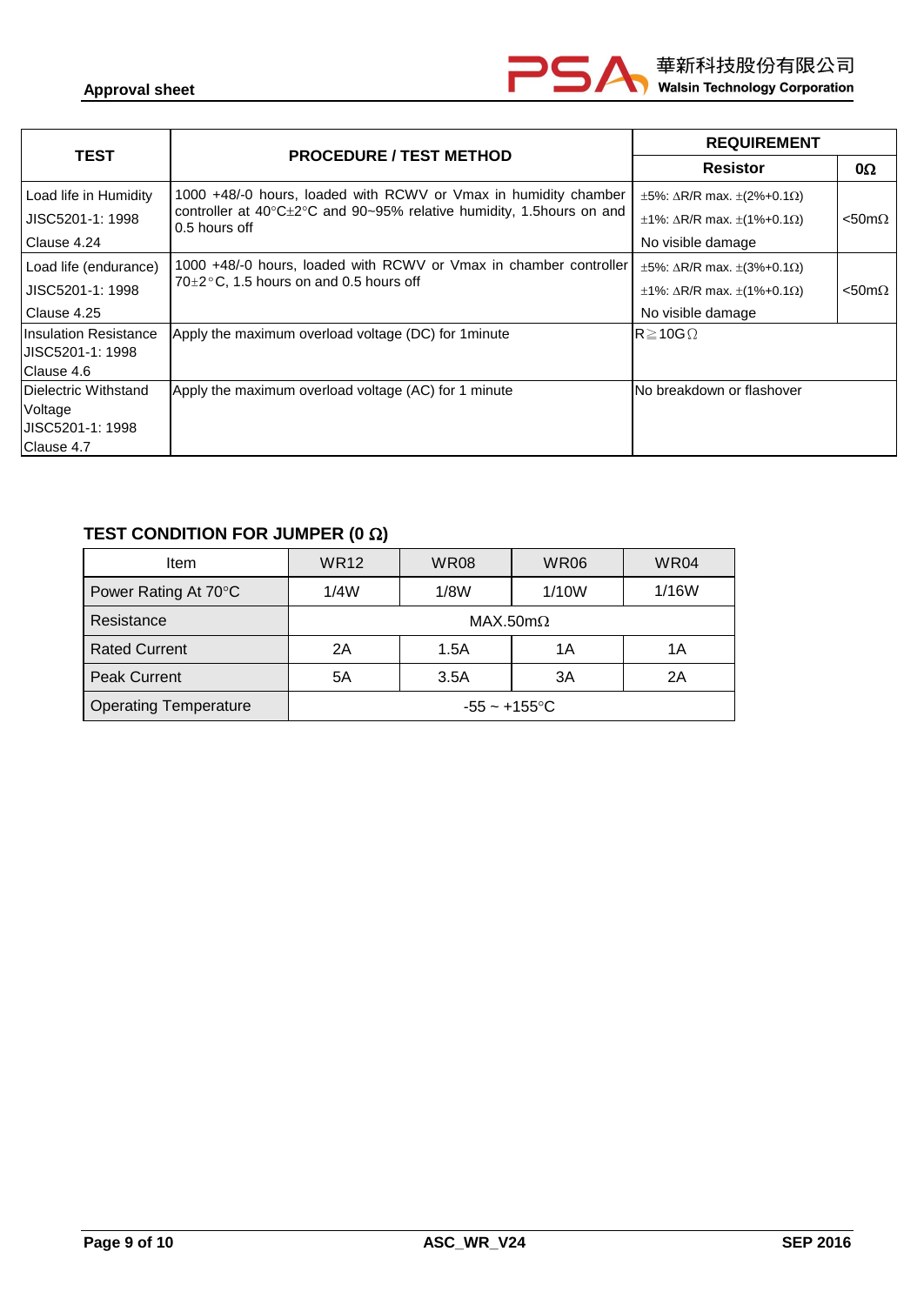| TEST | PROCEDURE / TEST METHOD | REQUIREMENT | |
|---|---|---|---|
| | | Resistor | 0Ω |
| Load life in Humidity<br>JISC5201-1: 1998<br>Clause 4.24 | 1000 +48/-0 hours, loaded with RCWV or Vmax in humidity chamber controller at 40°C±2°C and 90~95% relative humidity, 1.5hours on and 0.5 hours off | ±5%: ΔR/R max. ±(2%+0.1Ω)<br>±1%: ΔR/R max. ±(1%+0.1Ω)<br>No visible damage | <50mΩ |
| Load life (endurance)<br>JISC5201-1: 1998<br>Clause 4.25 | 1000 +48/-0 hours, loaded with RCWV or Vmax in chamber controller 70±2°C, 1.5 hours on and 0.5 hours off | ±5%: ΔR/R max. ±(3%+0.1Ω)<br>±1%: ΔR/R max. ±(1%+0.1Ω)<br>No visible damage | <50mΩ |
| Insulation Resistance<br>JISC5201-1: 1998<br>Clause 4.6 | Apply the maximum overload voltage (DC) for 1minute | R≧10GΩ | |
| Dielectric Withstand Voltage<br>JISC5201-1: 1998<br>Clause 4.7 | Apply the maximum overload voltage (AC) for 1 minute | No breakdown or flashover | |

### TEST CONDITION FOR JUMPER (0 Ω)

| Item | WR12 | WR08 | WR06 | WR04 |
|---|---|---|---|---|
| Power Rating At 70°C | 1/4W | 1/8W | 1/10W | 1/16W |
| Resistance | MAX.50mΩ | | | |
| Rated Current | 2A | 1.5A | 1A | 1A |
| Peak Current | 5A | 3.5A | 3A | 2A |
| Operating Temperature | -55 ~ +155°C | | | |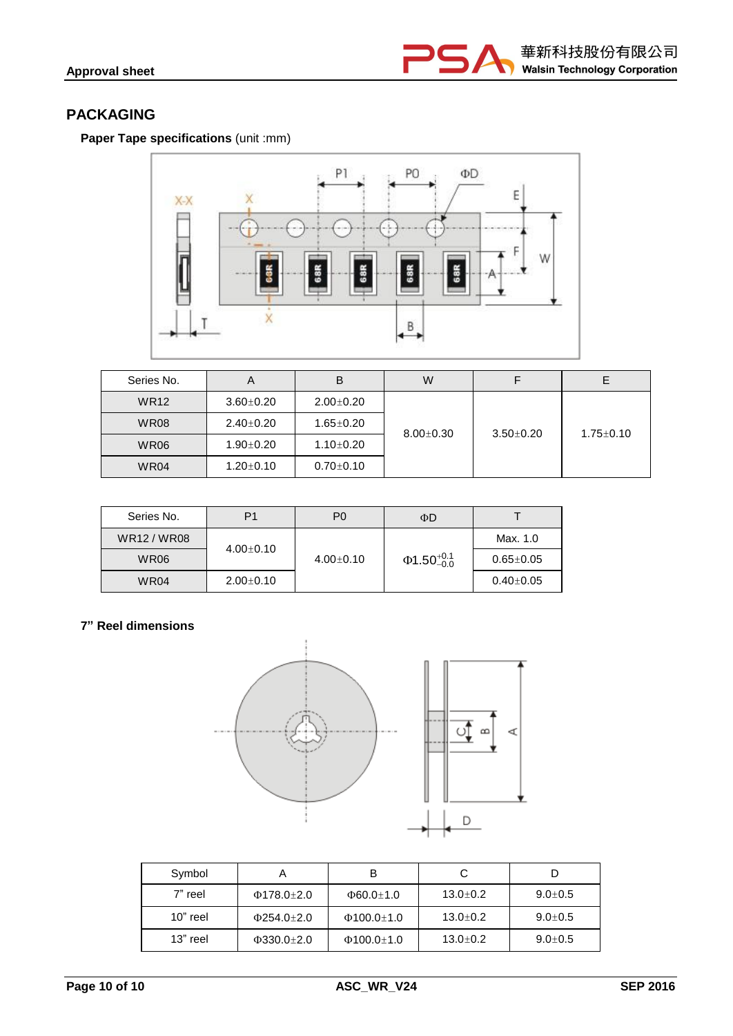## PACKAGING

**Paper Tape specifications** (unit :mm)

| Series No. | A | B | W | F | E |
|---|---|---|---|---|---|
| WR12 | 3.60±0.20 | 2.00±0.20 | 8.00±0.30 | 3.50±0.20 | 1.75±0.10 |
| WR08 | 2.40±0.20 | 1.65±0.20 | | | |
| WR06 | 1.90±0.20 | 1.10±0.20 | | | |
| WR04 | 1.20±0.10 | 0.70±0.10 | | | |

| Series No. | P1 | P0 | ΦD | T |
|---|---|---|---|---|
| WR12 / WR08 | 4.00±0.10 | 4.00±0.10 | $\Phi 1.50^{+0.1}_{-0.0}$ | Max. 1.0 |
| WR06 | | | | 0.65±0.05 |
| WR04 | 2.00±0.10 | | | 0.40±0.05 |

**7" Reel dimensions**

| Symbol | A | B | C | D |
|---|---|---|---|---|
| 7" reel | Φ178.0±2.0 | Φ60.0±1.0 | 13.0±0.2 | 9.0±0.5 |
| 10" reel | Φ254.0±2.0 | Φ100.0±1.0 | 13.0±0.2 | 9.0±0.5 |
| 13" reel | Φ330.0±2.0 | Φ100.0±1.0 | 13.0±0.2 | 9.0±0.5 |